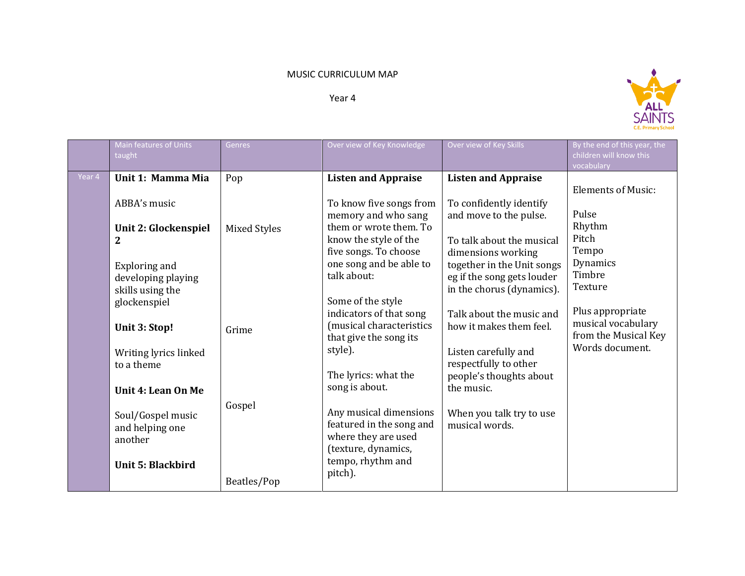MUSIC CURRICULUM MAP

Year 4

| | Main features of Units taught | Genres | Over view of Key Knowledge | Over view of Key Skills | By the end of this year, the children will know this vocabulary |
|---|---|---|---|---|---|
| Year 4 | **Unit 1: Mamma Mia**<br><br>ABBA's music<br><br>**Unit 2: Glockenspiel 2**<br><br>Exploring and developing playing skills using the glockenspiel<br><br>**Unit 3: Stop!**<br><br>Writing lyrics linked to a theme<br><br>**Unit 4: Lean On Me**<br><br>Soul/Gospel music and helping one another<br><br>**Unit 5: Blackbird** | Pop<br><br>Mixed Styles<br><br>Grime<br><br>Gospel<br><br>Beatles/Pop | **Listen and Appraise**<br><br>To know five songs from memory and who sang them or wrote them. To know the style of the five songs. To choose one song and be able to talk about:<br><br>Some of the style indicators of that song (musical characteristics that give the song its style).<br><br>The lyrics: what the song is about.<br><br>Any musical dimensions featured in the song and where they are used (texture, dynamics, tempo, rhythm and pitch). | **Listen and Appraise**<br><br>To confidently identify and move to the pulse.<br><br>To talk about the musical dimensions working together in the Unit songs eg if the song gets louder in the chorus (dynamics).<br><br>Talk about the music and how it makes them feel.<br><br>Listen carefully and respectfully to other people's thoughts about the music.<br><br>When you talk try to use musical words. | Elements of Music:<br><br>Pulse<br>Rhythm<br>Pitch<br>Tempo<br>Dynamics<br>Timbre<br>Texture<br><br>Plus appropriate musical vocabulary from the Musical Key Words document. |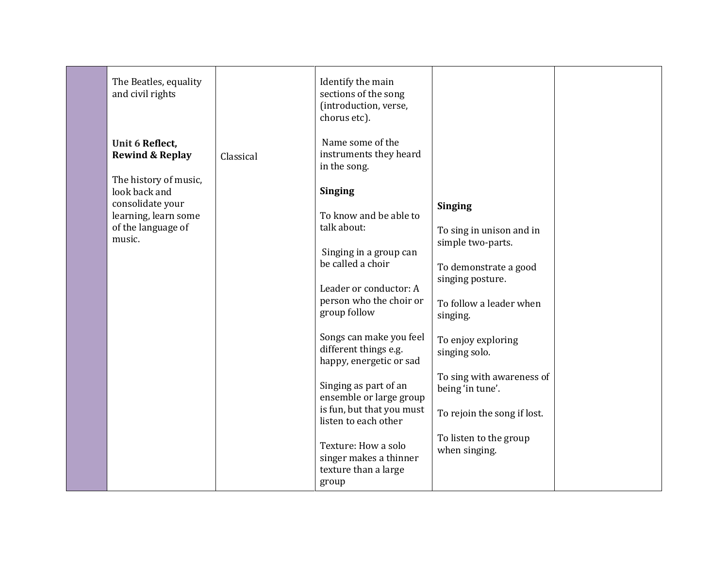|  |  |  |  |  |  |
|---|---|---|---|---|---|
|  | The Beatles, equality and civil rights<br><br>**Unit 6 Reflect, Rewind & Replay**<br><br>The history of music, look back and consolidate your learning, learn some of the language of music. | Classical | Identify the main sections of the song (introduction, verse, chorus etc).<br><br>Name some of the instruments they heard in the song.<br><br>**Singing**<br><br>To know and be able to talk about:<br><br>Singing in a group can be called a choir<br><br>Leader or conductor: A person who the choir or group follow<br><br>Songs can make you feel different things e.g. happy, energetic or sad<br><br>Singing as part of an ensemble or large group is fun, but that you must listen to each other<br><br>Texture: How a solo singer makes a thinner texture than a large group | **Singing**<br><br>To sing in unison and in simple two-parts.<br><br>To demonstrate a good singing posture.<br><br>To follow a leader when singing.<br><br>To enjoy exploring singing solo.<br><br>To sing with awareness of being 'in tune'.<br><br>To rejoin the song if lost.<br><br>To listen to the group when singing. |  |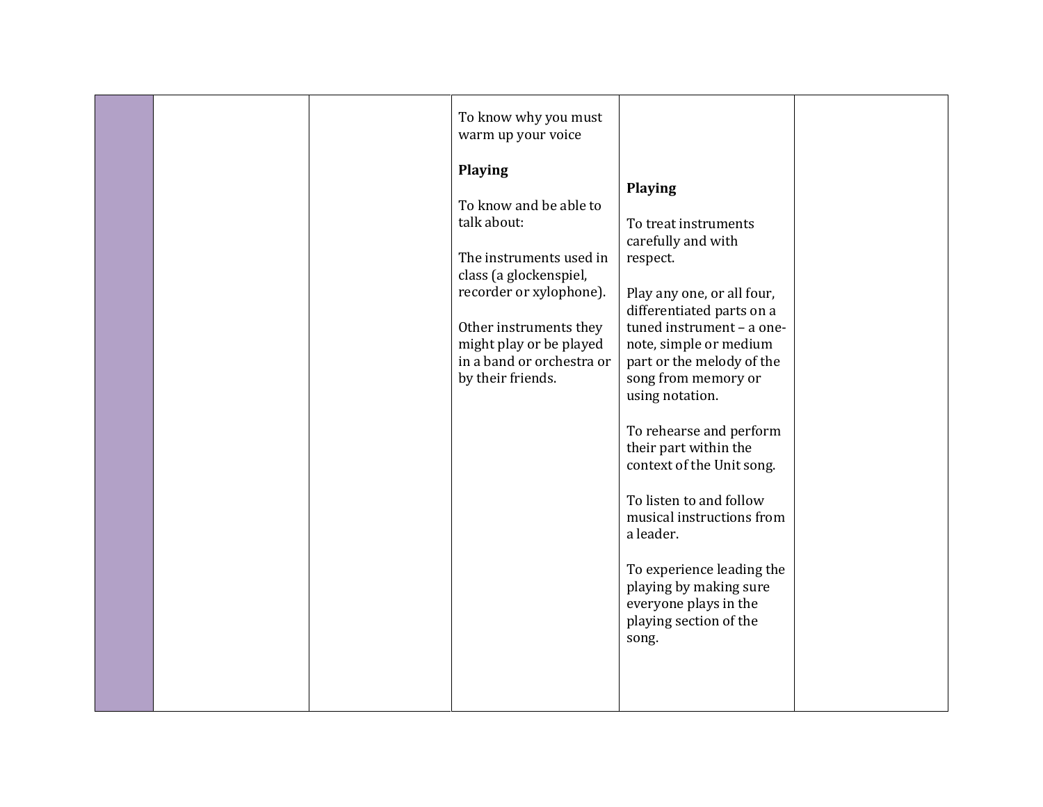| | | | | | |
|---|---|---|---|---|---|
| | | | To know why you must warm up your voice<br><br>**Playing**<br><br>To know and be able to talk about:<br><br>The instruments used in class (a glockenspiel, recorder or xylophone).<br><br>Other instruments they might play or be played in a band or orchestra or by their friends. | **Playing**<br><br>To treat instruments carefully and with respect.<br><br>Play any one, or all four, differentiated parts on a tuned instrument – a one-note, simple or medium part or the melody of the song from memory or using notation.<br><br>To rehearse and perform their part within the context of the Unit song.<br><br>To listen to and follow musical instructions from a leader.<br><br>To experience leading the playing by making sure everyone plays in the playing section of the song. | |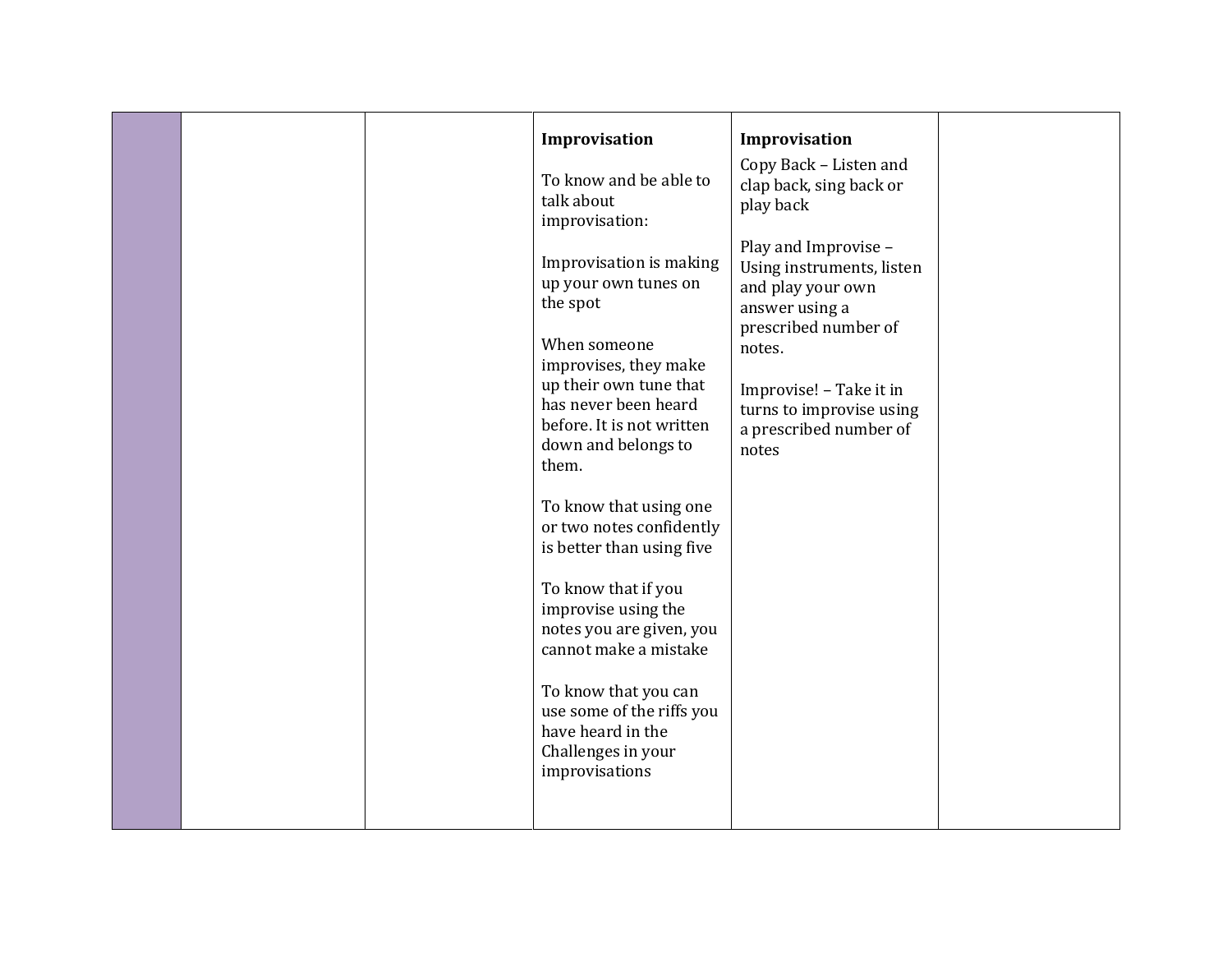| | | | | | |
|---|---|---|---|---|---|
| | | | **Improvisation**<br><br>To know and be able to talk about improvisation:<br><br>Improvisation is making up your own tunes on the spot<br><br>When someone improvises, they make up their own tune that has never been heard before. It is not written down and belongs to them.<br><br>To know that using one or two notes confidently is better than using five<br><br>To know that if you improvise using the notes you are given, you cannot make a mistake<br><br>To know that you can use some of the riffs you have heard in the Challenges in your improvisations | **Improvisation**<br>Copy Back – Listen and clap back, sing back or play back<br><br>Play and Improvise – Using instruments, listen and play your own answer using a prescribed number of notes.<br><br>Improvise! – Take it in turns to improvise using a prescribed number of notes | |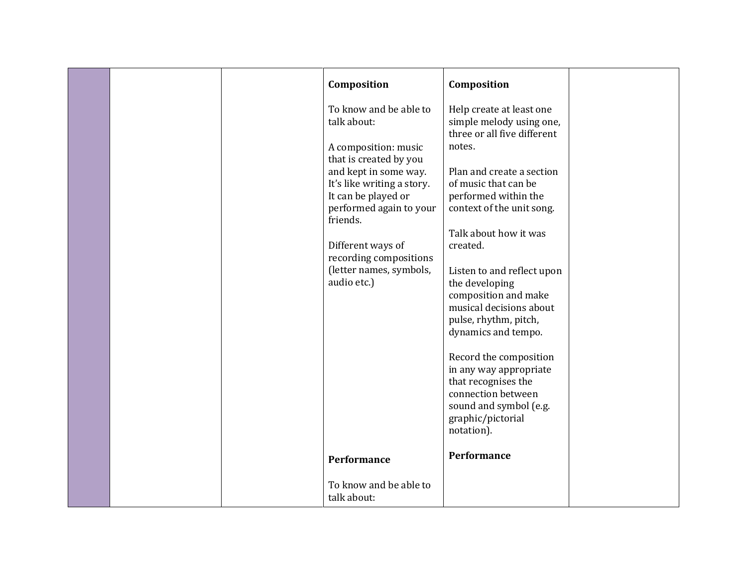| | | | | | |
|---|---|---|---|---|---|
| | | | **Composition**<br><br>To know and be able to talk about:<br><br>A composition: music that is created by you and kept in some way. It's like writing a story. It can be played or performed again to your friends.<br><br>Different ways of recording compositions (letter names, symbols, audio etc.)<br><br>**Performance**<br><br>To know and be able to talk about: | **Composition**<br><br>Help create at least one simple melody using one, three or all five different notes.<br><br>Plan and create a section of music that can be performed within the context of the unit song.<br><br>Talk about how it was created.<br><br>Listen to and reflect upon the developing composition and make musical decisions about pulse, rhythm, pitch, dynamics and tempo.<br><br>Record the composition in any way appropriate that recognises the connection between sound and symbol (e.g. graphic/pictorial notation).<br><br>**Performance** | |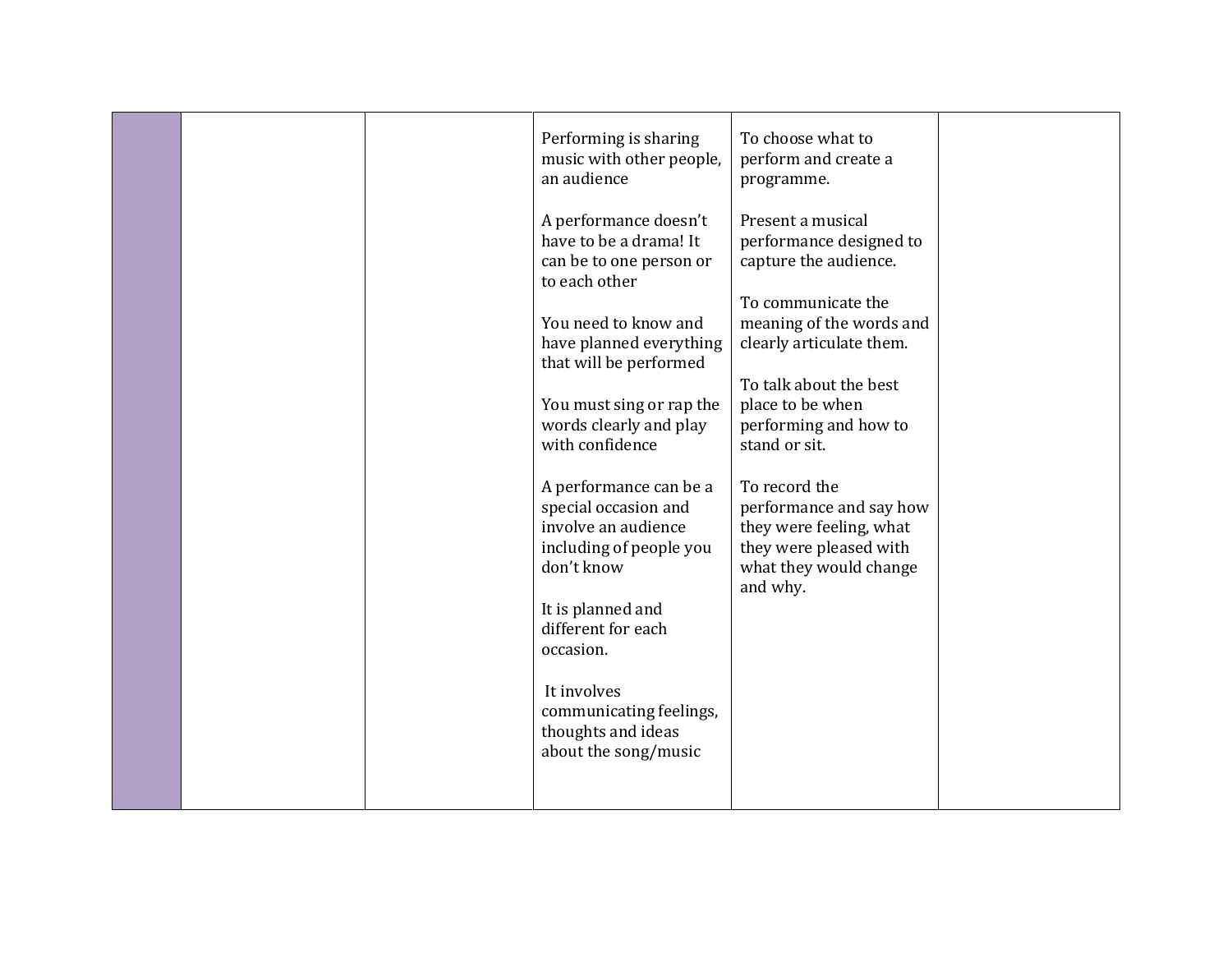| | | | | | |
|---|---|---|---|---|---|
| | | | Performing is sharing music with other people, an audience<br><br>A performance doesn't have to be a drama! It can be to one person or to each other<br><br>You need to know and have planned everything that will be performed<br><br>You must sing or rap the words clearly and play with confidence<br><br>A performance can be a special occasion and involve an audience including of people you don't know<br><br>It is planned and different for each occasion.<br><br>It involves communicating feelings, thoughts and ideas about the song/music | To choose what to perform and create a programme.<br><br>Present a musical performance designed to capture the audience.<br><br>To communicate the meaning of the words and clearly articulate them.<br><br>To talk about the best place to be when performing and how to stand or sit.<br><br>To record the performance and say how they were feeling, what they were pleased with what they would change and why. | |